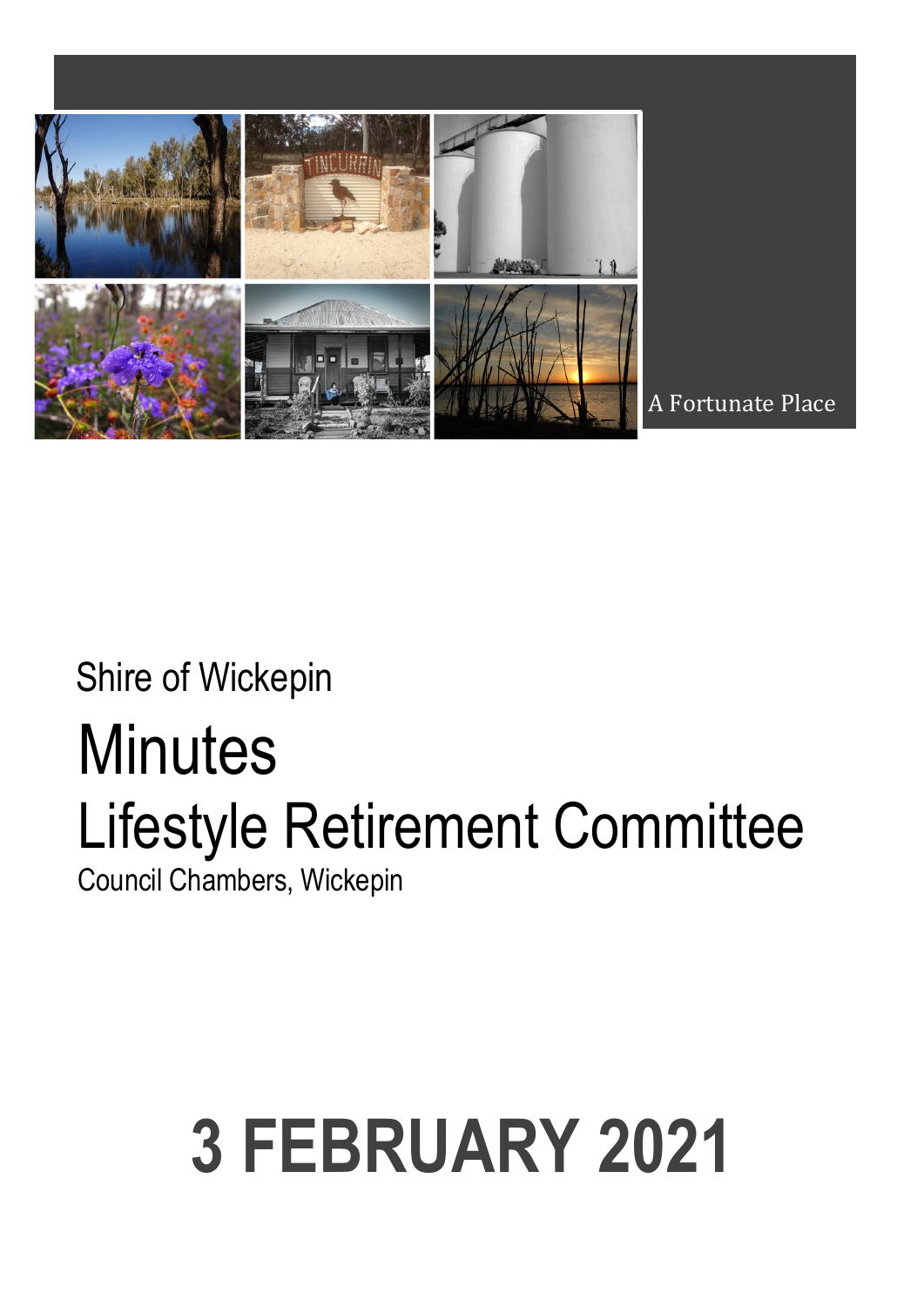A Fortunate Place

Shire of Wickepin

# Minutes

# Lifestyle Retirement Committee

Council Chambers, Wickepin

# 3 FEBRUARY 2021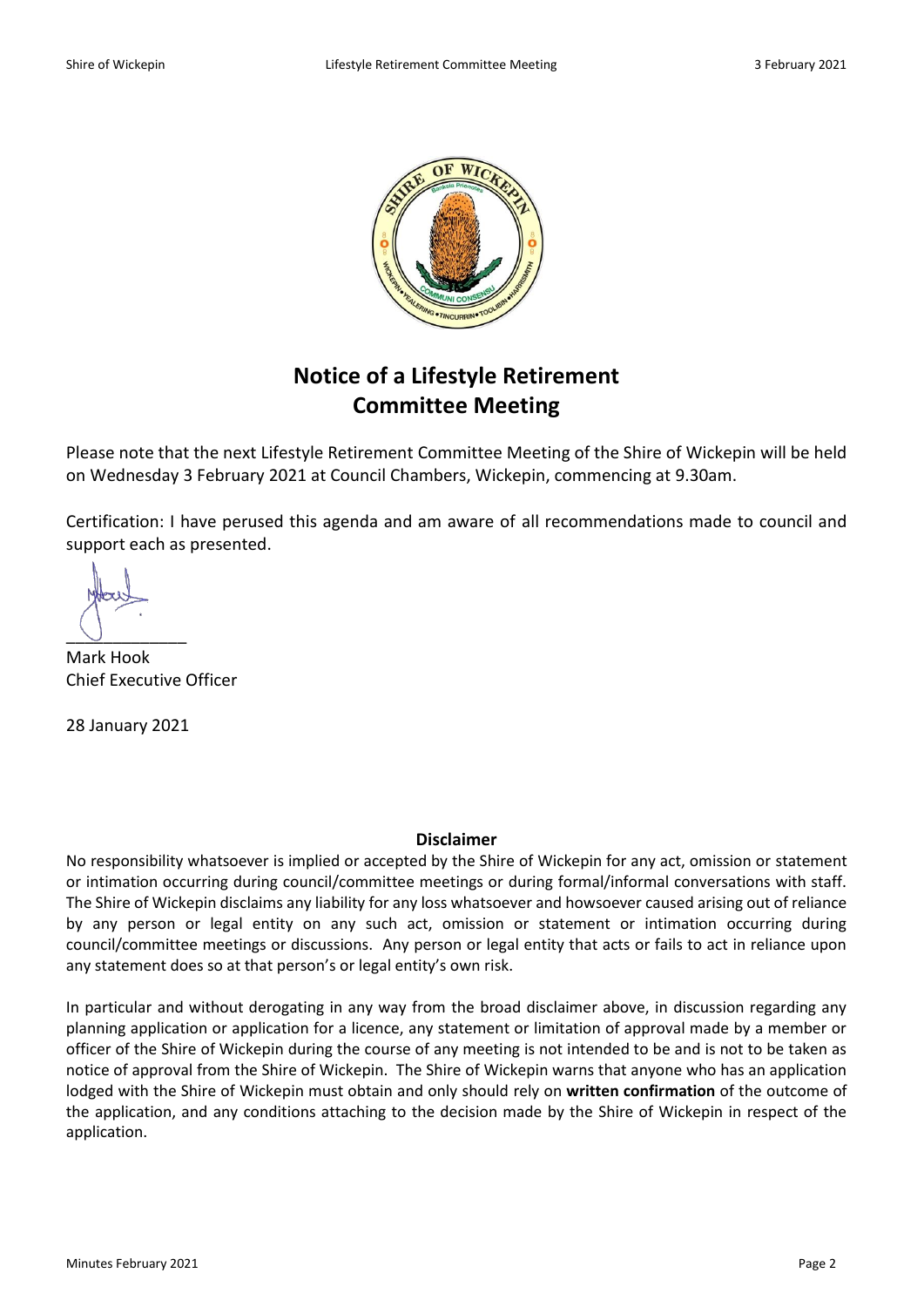# Notice of a Lifestyle Retirement Committee Meeting

Please note that the next Lifestyle Retirement Committee Meeting of the Shire of Wickepin will be held on Wednesday 3 February 2021 at Council Chambers, Wickepin, commencing at 9.30am.

Certification: I have perused this agenda and am aware of all recommendations made to council and support each as presented.

______________
Mark Hook
Chief Executive Officer

28 January 2021

### Disclaimer

No responsibility whatsoever is implied or accepted by the Shire of Wickepin for any act, omission or statement or intimation occurring during council/committee meetings or during formal/informal conversations with staff. The Shire of Wickepin disclaims any liability for any loss whatsoever and howsoever caused arising out of reliance by any person or legal entity on any such act, omission or statement or intimation occurring during council/committee meetings or discussions. Any person or legal entity that acts or fails to act in reliance upon any statement does so at that person's or legal entity's own risk.

In particular and without derogating in any way from the broad disclaimer above, in discussion regarding any planning application or application for a licence, any statement or limitation of approval made by a member or officer of the Shire of Wickepin during the course of any meeting is not intended to be and is not to be taken as notice of approval from the Shire of Wickepin. The Shire of Wickepin warns that anyone who has an application lodged with the Shire of Wickepin must obtain and only should rely on **written confirmation** of the outcome of the application, and any conditions attaching to the decision made by the Shire of Wickepin in respect of the application.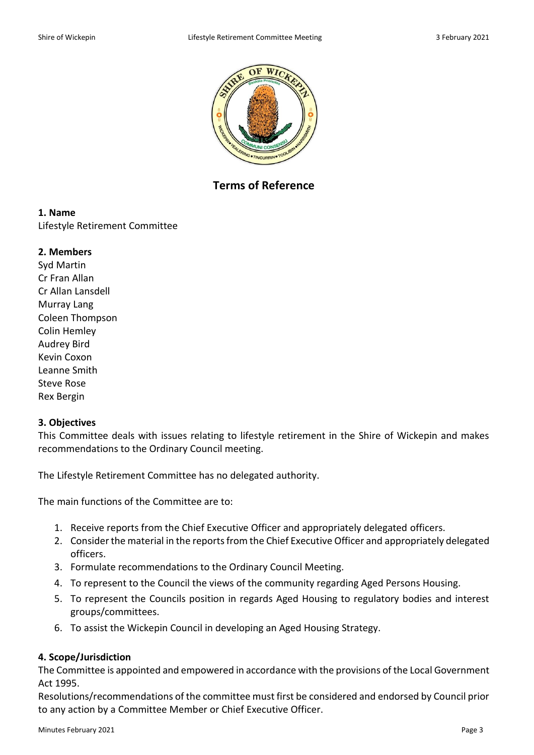# Terms of Reference

**1. Name**
Lifestyle Retirement Committee

**2. Members**
Syd Martin
Cr Fran Allan
Cr Allan Lansdell
Murray Lang
Coleen Thompson
Colin Hemley
Audrey Bird
Kevin Coxon
Leanne Smith
Steve Rose
Rex Bergin

**3. Objectives**
This Committee deals with issues relating to lifestyle retirement in the Shire of Wickepin and makes recommendations to the Ordinary Council meeting.

The Lifestyle Retirement Committee has no delegated authority.

The main functions of the Committee are to:

1. Receive reports from the Chief Executive Officer and appropriately delegated officers.
2. Consider the material in the reports from the Chief Executive Officer and appropriately delegated officers.
3. Formulate recommendations to the Ordinary Council Meeting.
4. To represent to the Council the views of the community regarding Aged Persons Housing.
5. To represent the Councils position in regards Aged Housing to regulatory bodies and interest groups/committees.
6. To assist the Wickepin Council in developing an Aged Housing Strategy.

**4. Scope/Jurisdiction**
The Committee is appointed and empowered in accordance with the provisions of the Local Government Act 1995.
Resolutions/recommendations of the committee must first be considered and endorsed by Council prior to any action by a Committee Member or Chief Executive Officer.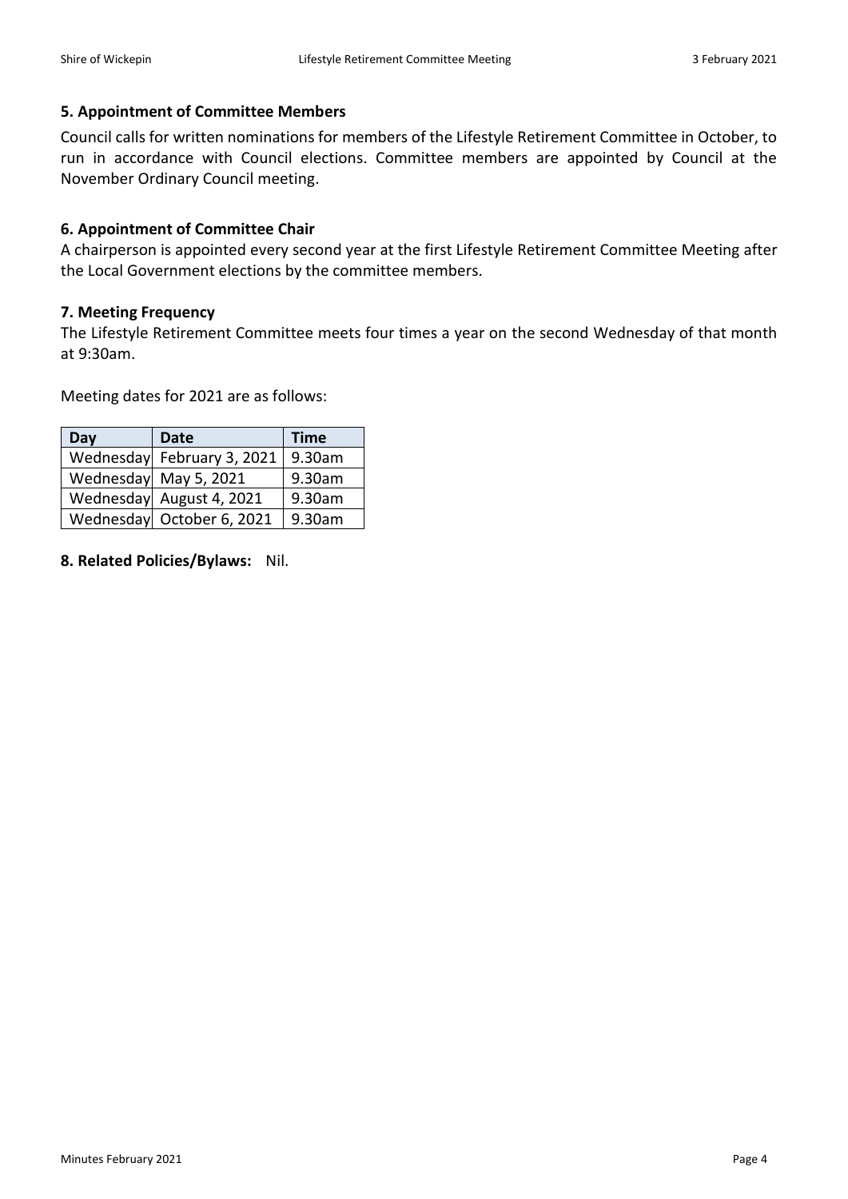### 5. Appointment of Committee Members

Council calls for written nominations for members of the Lifestyle Retirement Committee in October, to run in accordance with Council elections. Committee members are appointed by Council at the November Ordinary Council meeting.

### 6. Appointment of Committee Chair

A chairperson is appointed every second year at the first Lifestyle Retirement Committee Meeting after the Local Government elections by the committee members.

### 7. Meeting Frequency

The Lifestyle Retirement Committee meets four times a year on the second Wednesday of that month at 9:30am.

Meeting dates for 2021 are as follows:

| Day | Date | Time |
|---|---|---|
| Wednesday | February 3, 2021 | 9.30am |
| Wednesday | May 5, 2021 | 9.30am |
| Wednesday | August 4, 2021 | 9.30am |
| Wednesday | October 6, 2021 | 9.30am |

**8. Related Policies/Bylaws:** Nil.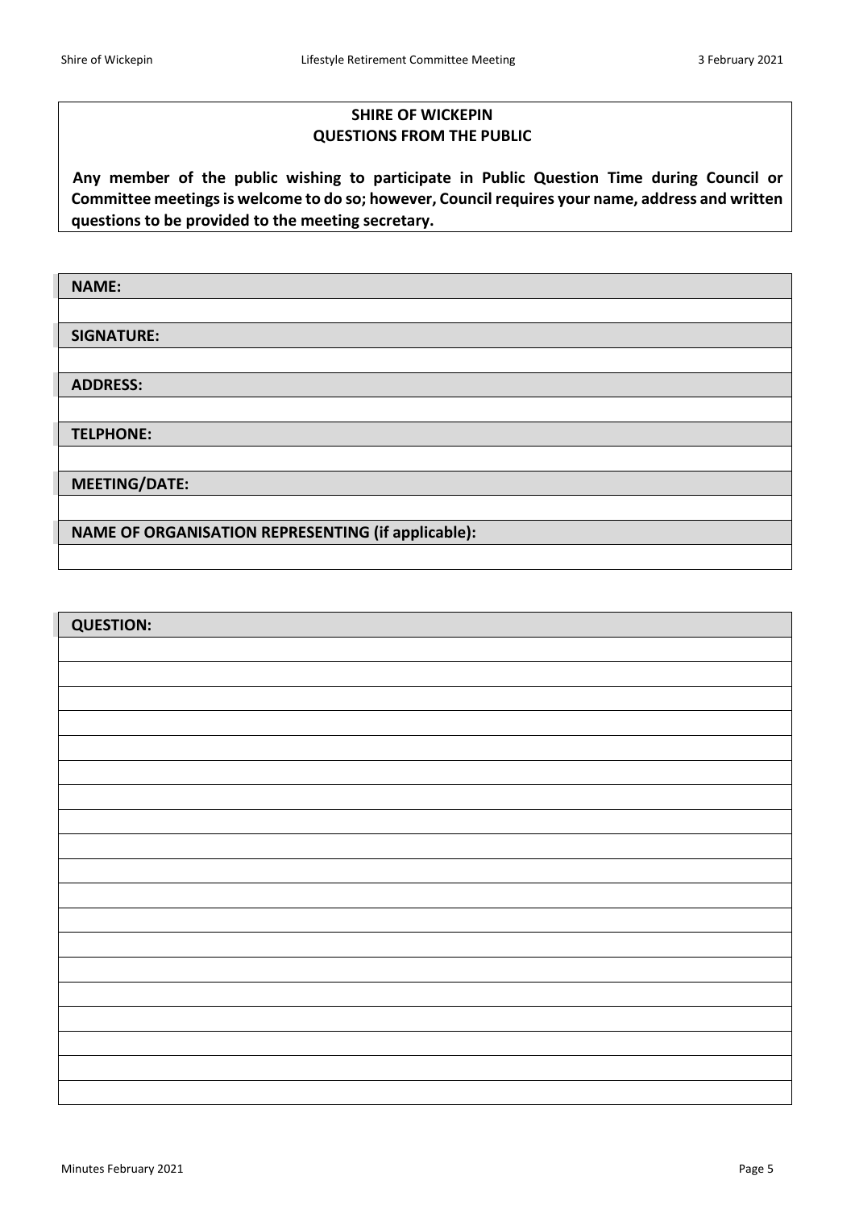**SHIRE OF WICKEPIN**
**QUESTIONS FROM THE PUBLIC**

**Any member of the public wishing to participate in Public Question Time during Council or Committee meetings is welcome to do so; however, Council requires your name, address and written questions to be provided to the meeting secretary.**

| **NAME:** |
|---|
| |
| **SIGNATURE:** |
| |
| **ADDRESS:** |
| |
| **TELPHONE:** |
| |
| **MEETING/DATE:** |
| |
| **NAME OF ORGANISATION REPRESENTING (if applicable):** |
| |

| **QUESTION:** |
|---|
| |
| |
| |
| |
| |
| |
| |
| |
| |
| |
| |
| |
| |
| |
| |
| |
| |
| |
| |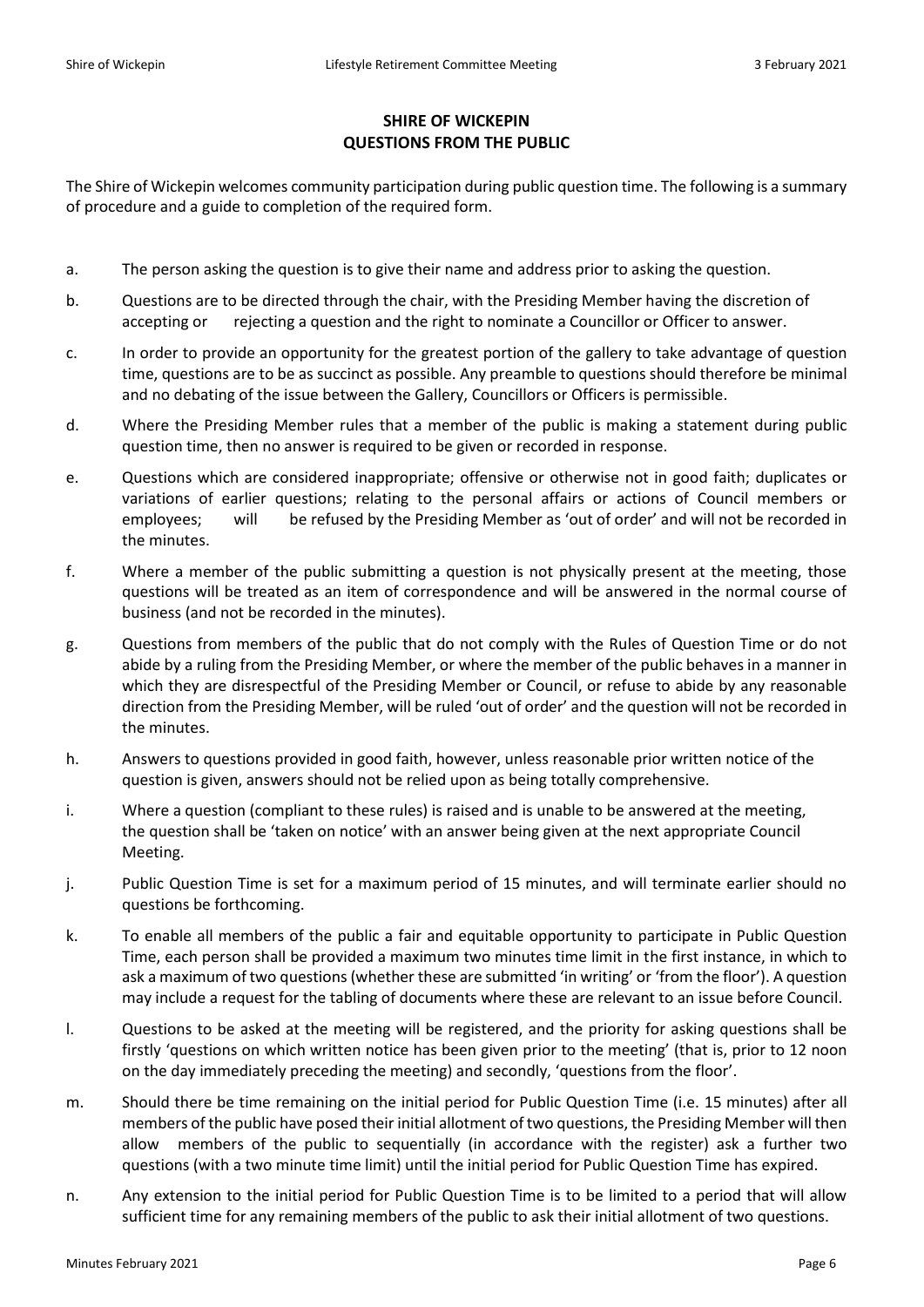## SHIRE OF WICKEPIN
## QUESTIONS FROM THE PUBLIC

The Shire of Wickepin welcomes community participation during public question time. The following is a summary of procedure and a guide to completion of the required form.

a. The person asking the question is to give their name and address prior to asking the question.

b. Questions are to be directed through the chair, with the Presiding Member having the discretion of accepting or rejecting a question and the right to nominate a Councillor or Officer to answer.

c. In order to provide an opportunity for the greatest portion of the gallery to take advantage of question time, questions are to be as succinct as possible. Any preamble to questions should therefore be minimal and no debating of the issue between the Gallery, Councillors or Officers is permissible.

d. Where the Presiding Member rules that a member of the public is making a statement during public question time, then no answer is required to be given or recorded in response.

e. Questions which are considered inappropriate; offensive or otherwise not in good faith; duplicates or variations of earlier questions; relating to the personal affairs or actions of Council members or employees; will be refused by the Presiding Member as 'out of order' and will not be recorded in the minutes.

f. Where a member of the public submitting a question is not physically present at the meeting, those questions will be treated as an item of correspondence and will be answered in the normal course of business (and not be recorded in the minutes).

g. Questions from members of the public that do not comply with the Rules of Question Time or do not abide by a ruling from the Presiding Member, or where the member of the public behaves in a manner in which they are disrespectful of the Presiding Member or Council, or refuse to abide by any reasonable direction from the Presiding Member, will be ruled 'out of order' and the question will not be recorded in the minutes.

h. Answers to questions provided in good faith, however, unless reasonable prior written notice of the question is given, answers should not be relied upon as being totally comprehensive.

i. Where a question (compliant to these rules) is raised and is unable to be answered at the meeting, the question shall be 'taken on notice' with an answer being given at the next appropriate Council Meeting.

j. Public Question Time is set for a maximum period of 15 minutes, and will terminate earlier should no questions be forthcoming.

k. To enable all members of the public a fair and equitable opportunity to participate in Public Question Time, each person shall be provided a maximum two minutes time limit in the first instance, in which to ask a maximum of two questions (whether these are submitted 'in writing' or 'from the floor'). A question may include a request for the tabling of documents where these are relevant to an issue before Council.

l. Questions to be asked at the meeting will be registered, and the priority for asking questions shall be firstly 'questions on which written notice has been given prior to the meeting' (that is, prior to 12 noon on the day immediately preceding the meeting) and secondly, 'questions from the floor'.

m. Should there be time remaining on the initial period for Public Question Time (i.e. 15 minutes) after all members of the public have posed their initial allotment of two questions, the Presiding Member will then allow members of the public to sequentially (in accordance with the register) ask a further two questions (with a two minute time limit) until the initial period for Public Question Time has expired.

n. Any extension to the initial period for Public Question Time is to be limited to a period that will allow sufficient time for any remaining members of the public to ask their initial allotment of two questions.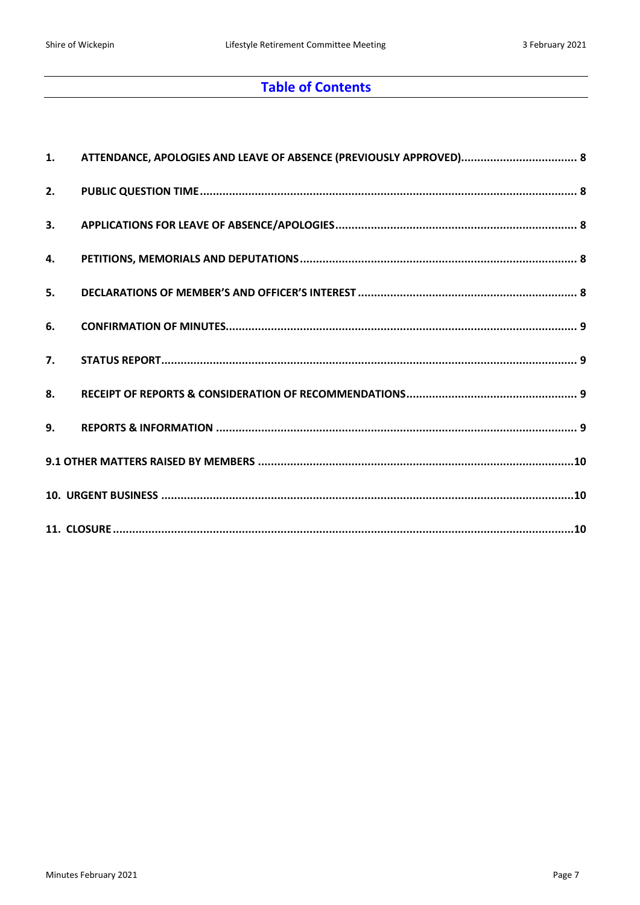## Table of Contents

1. **ATTENDANCE, APOLOGIES AND LEAVE OF ABSENCE (PREVIOUSLY APPROVED)....................................... 8**
2. **PUBLIC QUESTION TIME.................................................................................................................... 8**
3. **APPLICATIONS FOR LEAVE OF ABSENCE/APOLOGIES........................................................................ 8**
4. **PETITIONS, MEMORIALS AND DEPUTATIONS..................................................................................... 8**
5. **DECLARATIONS OF MEMBER'S AND OFFICER'S INTEREST .................................................................. 8**
6. **CONFIRMATION OF MINUTES............................................................................................................ 9**
7. **STATUS REPORT................................................................................................................................. 9**
8. **RECEIPT OF REPORTS & CONSIDERATION OF RECOMMENDATIONS.................................................... 9**
9. **REPORTS & INFORMATION ............................................................................................................... 9**

**9.1 OTHER MATTERS RAISED BY MEMBERS ..................................................................................................10**

**10. URGENT BUSINESS ...........................................................................................................................10**

**11. CLOSURE ............................................................................................................................................10**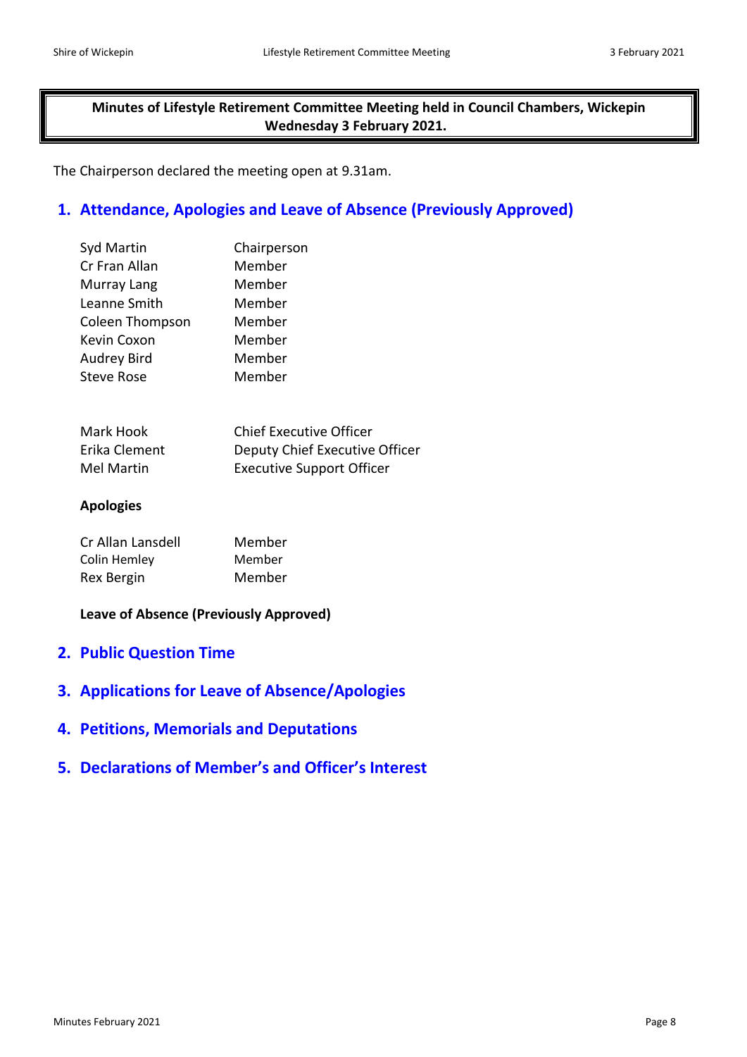**Minutes of Lifestyle Retirement Committee Meeting held in Council Chambers, Wickepin Wednesday 3 February 2021.**

The Chairperson declared the meeting open at 9.31am.

## 1. Attendance, Apologies and Leave of Absence (Previously Approved)

| | |
|---|---|
| Syd Martin | Chairperson |
| Cr Fran Allan | Member |
| Murray Lang | Member |
| Leanne Smith | Member |
| Coleen Thompson | Member |
| Kevin Coxon | Member |
| Audrey Bird | Member |
| Steve Rose | Member |

| | |
|---|---|
| Mark Hook | Chief Executive Officer |
| Erika Clement | Deputy Chief Executive Officer |
| Mel Martin | Executive Support Officer |

**Apologies**

| | |
|---|---|
| Cr Allan Lansdell | Member |
| Colin Hemley | Member |
| Rex Bergin | Member |

**Leave of Absence (Previously Approved)**

## 2. Public Question Time

## 3. Applications for Leave of Absence/Apologies

## 4. Petitions, Memorials and Deputations

## 5. Declarations of Member's and Officer's Interest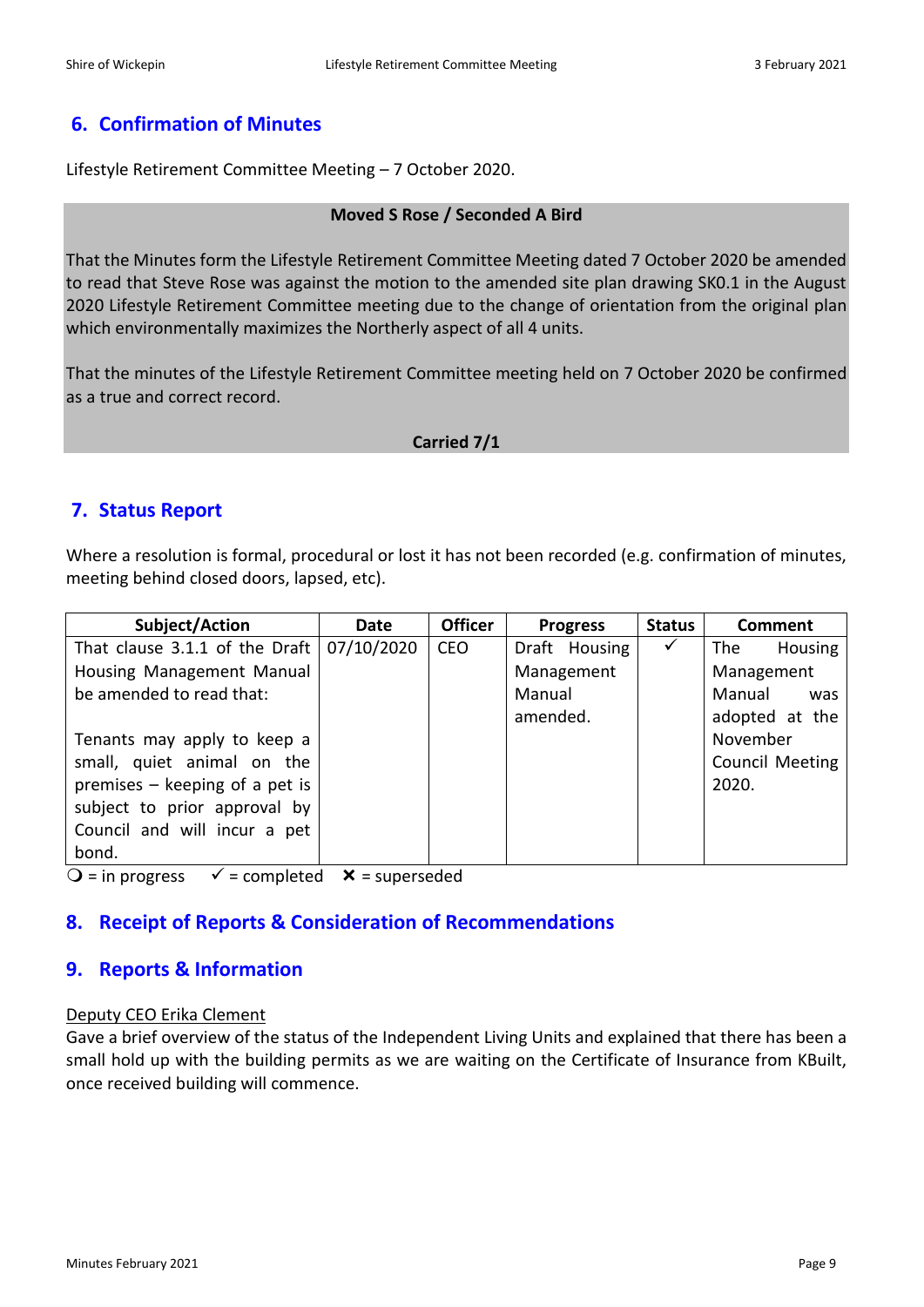## 6. Confirmation of Minutes

Lifestyle Retirement Committee Meeting – 7 October 2020.

**Moved S Rose / Seconded A Bird**

That the Minutes form the Lifestyle Retirement Committee Meeting dated 7 October 2020 be amended to read that Steve Rose was against the motion to the amended site plan drawing SK0.1 in the August 2020 Lifestyle Retirement Committee meeting due to the change of orientation from the original plan which environmentally maximizes the Northerly aspect of all 4 units.

That the minutes of the Lifestyle Retirement Committee meeting held on 7 October 2020 be confirmed as a true and correct record.

**Carried 7/1**

## 7. Status Report

Where a resolution is formal, procedural or lost it has not been recorded (e.g. confirmation of minutes, meeting behind closed doors, lapsed, etc).

| Subject/Action | Date | Officer | Progress | Status | Comment |
|---|---|---|---|---|---|
| That clause 3.1.1 of the Draft Housing Management Manual be amended to read that:<br><br>Tenants may apply to keep a small, quiet animal on the premises – keeping of a pet is subject to prior approval by Council and will incur a pet bond. | 07/10/2020 | CEO | Draft Housing Management Manual amended. | ✓ | The Housing Management Manual was adopted at the November Council Meeting 2020. |

❍ = in progress ✓ = completed ✗ = superseded

## 8. Receipt of Reports & Consideration of Recommendations

## 9. Reports & Information

Deputy CEO Erika Clement

Gave a brief overview of the status of the Independent Living Units and explained that there has been a small hold up with the building permits as we are waiting on the Certificate of Insurance from KBuilt, once received building will commence.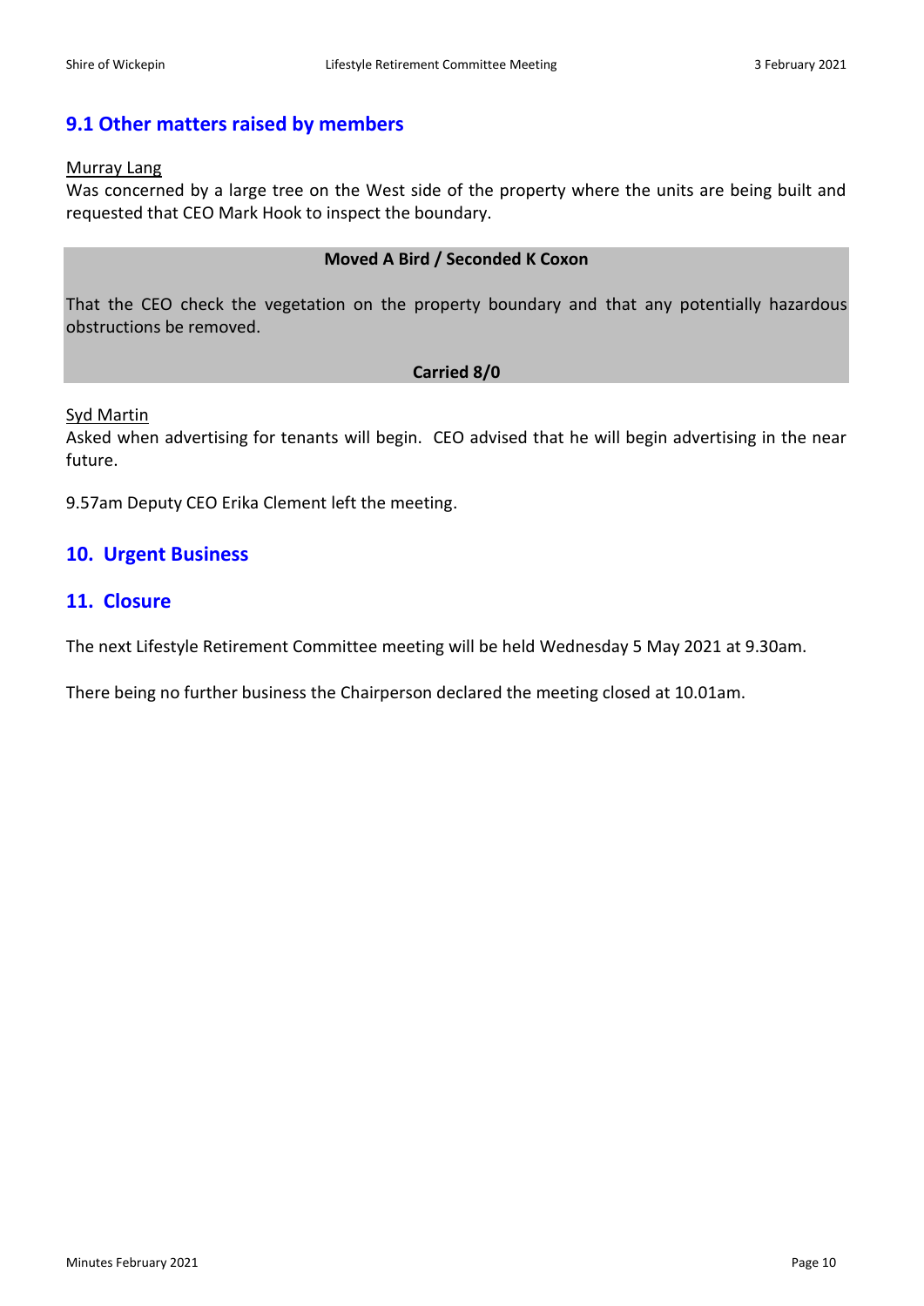## 9.1 Other matters raised by members

Murray Lang

Was concerned by a large tree on the West side of the property where the units are being built and requested that CEO Mark Hook to inspect the boundary.

**Moved A Bird / Seconded K Coxon**

That the CEO check the vegetation on the property boundary and that any potentially hazardous obstructions be removed.

**Carried 8/0**

Syd Martin

Asked when advertising for tenants will begin. CEO advised that he will begin advertising in the near future.

9.57am Deputy CEO Erika Clement left the meeting.

## 10. Urgent Business

## 11. Closure

The next Lifestyle Retirement Committee meeting will be held Wednesday 5 May 2021 at 9.30am.

There being no further business the Chairperson declared the meeting closed at 10.01am.